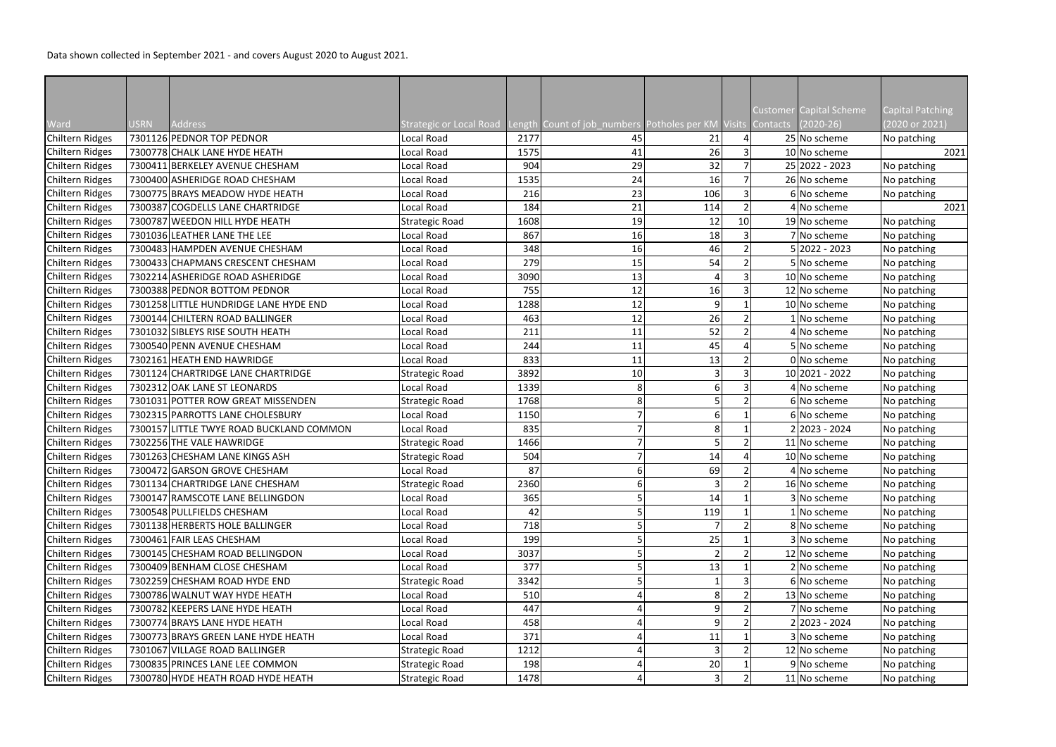Data shown collected in September 2021 - and covers August 2020 to August 2021.

| Ward | USRN | Address | Strategic or Local Road | Length | Count of job_numbers | Potholes per KM | Visits | Customer Contacts | Capital Scheme (2020-26) | Capital Patching (2020 or 2021) |
|---|---|---|---|---|---|---|---|---|---|---|
| Chiltern Ridges | 7301126 | PEDNOR TOP PEDNOR | Local Road | 2177 | 45 | 21 | 4 | 25 | No scheme | No patching |
| Chiltern Ridges | 7300778 | CHALK LANE HYDE HEATH | Local Road | 1575 | 41 | 26 | 3 | 10 | No scheme | 2021 |
| Chiltern Ridges | 7300411 | BERKELEY AVENUE CHESHAM | Local Road | 904 | 29 | 32 | 7 | 25 | 2022 - 2023 | No patching |
| Chiltern Ridges | 7300400 | ASHERIDGE ROAD CHESHAM | Local Road | 1535 | 24 | 16 | 7 | 26 | No scheme | No patching |
| Chiltern Ridges | 7300775 | BRAYS MEADOW HYDE HEATH | Local Road | 216 | 23 | 106 | 3 | 6 | No scheme | No patching |
| Chiltern Ridges | 7300387 | COGDELLS LANE CHARTRIDGE | Local Road | 184 | 21 | 114 | 2 | 4 | No scheme | 2021 |
| Chiltern Ridges | 7300787 | WEEDON HILL HYDE HEATH | Strategic Road | 1608 | 19 | 12 | 10 | 19 | No scheme | No patching |
| Chiltern Ridges | 7301036 | LEATHER LANE THE LEE | Local Road | 867 | 16 | 18 | 3 | 7 | No scheme | No patching |
| Chiltern Ridges | 7300483 | HAMPDEN AVENUE CHESHAM | Local Road | 348 | 16 | 46 | 2 | 5 | 2022 - 2023 | No patching |
| Chiltern Ridges | 7300433 | CHAPMANS CRESCENT CHESHAM | Local Road | 279 | 15 | 54 | 2 | 5 | No scheme | No patching |
| Chiltern Ridges | 7302214 | ASHERIDGE ROAD ASHERIDGE | Local Road | 3090 | 13 | 4 | 3 | 10 | No scheme | No patching |
| Chiltern Ridges | 7300388 | PEDNOR BOTTOM PEDNOR | Local Road | 755 | 12 | 16 | 3 | 12 | No scheme | No patching |
| Chiltern Ridges | 7301258 | LITTLE HUNDRIDGE LANE HYDE END | Local Road | 1288 | 12 | 9 | 1 | 10 | No scheme | No patching |
| Chiltern Ridges | 7300144 | CHILTERN ROAD BALLINGER | Local Road | 463 | 12 | 26 | 2 | 1 | No scheme | No patching |
| Chiltern Ridges | 7301032 | SIBLEYS RISE SOUTH HEATH | Local Road | 211 | 11 | 52 | 2 | 4 | No scheme | No patching |
| Chiltern Ridges | 7300540 | PENN AVENUE CHESHAM | Local Road | 244 | 11 | 45 | 4 | 5 | No scheme | No patching |
| Chiltern Ridges | 7302161 | HEATH END HAWRIDGE | Local Road | 833 | 11 | 13 | 2 | 0 | No scheme | No patching |
| Chiltern Ridges | 7301124 | CHARTRIDGE LANE CHARTRIDGE | Strategic Road | 3892 | 10 | 3 | 3 | 10 | 2021 - 2022 | No patching |
| Chiltern Ridges | 7302312 | OAK LANE ST LEONARDS | Local Road | 1339 | 8 | 6 | 3 | 4 | No scheme | No patching |
| Chiltern Ridges | 7301031 | POTTER ROW GREAT MISSENDEN | Strategic Road | 1768 | 8 | 5 | 2 | 6 | No scheme | No patching |
| Chiltern Ridges | 7302315 | PARROTTS LANE CHOLESBURY | Local Road | 1150 | 7 | 6 | 1 | 6 | No scheme | No patching |
| Chiltern Ridges | 7300157 | LITTLE TWYE ROAD BUCKLAND COMMON | Local Road | 835 | 7 | 8 | 1 | 2 | 2023 - 2024 | No patching |
| Chiltern Ridges | 7302256 | THE VALE HAWRIDGE | Strategic Road | 1466 | 7 | 5 | 2 | 11 | No scheme | No patching |
| Chiltern Ridges | 7301263 | CHESHAM LANE KINGS ASH | Strategic Road | 504 | 7 | 14 | 4 | 10 | No scheme | No patching |
| Chiltern Ridges | 7300472 | GARSON GROVE CHESHAM | Local Road | 87 | 6 | 69 | 2 | 4 | No scheme | No patching |
| Chiltern Ridges | 7301134 | CHARTRIDGE LANE CHESHAM | Strategic Road | 2360 | 6 | 3 | 2 | 16 | No scheme | No patching |
| Chiltern Ridges | 7300147 | RAMSCOTE LANE BELLINGDON | Local Road | 365 | 5 | 14 | 1 | 3 | No scheme | No patching |
| Chiltern Ridges | 7300548 | PULLFIELDS CHESHAM | Local Road | 42 | 5 | 119 | 1 | 1 | No scheme | No patching |
| Chiltern Ridges | 7301138 | HERBERTS HOLE BALLINGER | Local Road | 718 | 5 | 7 | 2 | 8 | No scheme | No patching |
| Chiltern Ridges | 7300461 | FAIR LEAS CHESHAM | Local Road | 199 | 5 | 25 | 1 | 3 | No scheme | No patching |
| Chiltern Ridges | 7300145 | CHESHAM ROAD BELLINGDON | Local Road | 3037 | 5 | 2 | 2 | 12 | No scheme | No patching |
| Chiltern Ridges | 7300409 | BENHAM CLOSE CHESHAM | Local Road | 377 | 5 | 13 | 1 | 2 | No scheme | No patching |
| Chiltern Ridges | 7302259 | CHESHAM ROAD HYDE END | Strategic Road | 3342 | 5 | 1 | 3 | 6 | No scheme | No patching |
| Chiltern Ridges | 7300786 | WALNUT WAY HYDE HEATH | Local Road | 510 | 4 | 8 | 2 | 13 | No scheme | No patching |
| Chiltern Ridges | 7300782 | KEEPERS LANE HYDE HEATH | Local Road | 447 | 4 | 9 | 2 | 7 | No scheme | No patching |
| Chiltern Ridges | 7300774 | BRAYS LANE HYDE HEATH | Local Road | 458 | 4 | 9 | 2 | 2 | 2023 - 2024 | No patching |
| Chiltern Ridges | 7300773 | BRAYS GREEN LANE HYDE HEATH | Local Road | 371 | 4 | 11 | 1 | 3 | No scheme | No patching |
| Chiltern Ridges | 7301067 | VILLAGE ROAD BALLINGER | Strategic Road | 1212 | 4 | 3 | 2 | 12 | No scheme | No patching |
| Chiltern Ridges | 7300835 | PRINCES LANE LEE COMMON | Strategic Road | 198 | 4 | 20 | 1 | 9 | No scheme | No patching |
| Chiltern Ridges | 7300780 | HYDE HEATH ROAD HYDE HEATH | Strategic Road | 1478 | 4 | 3 | 2 | 11 | No scheme | No patching |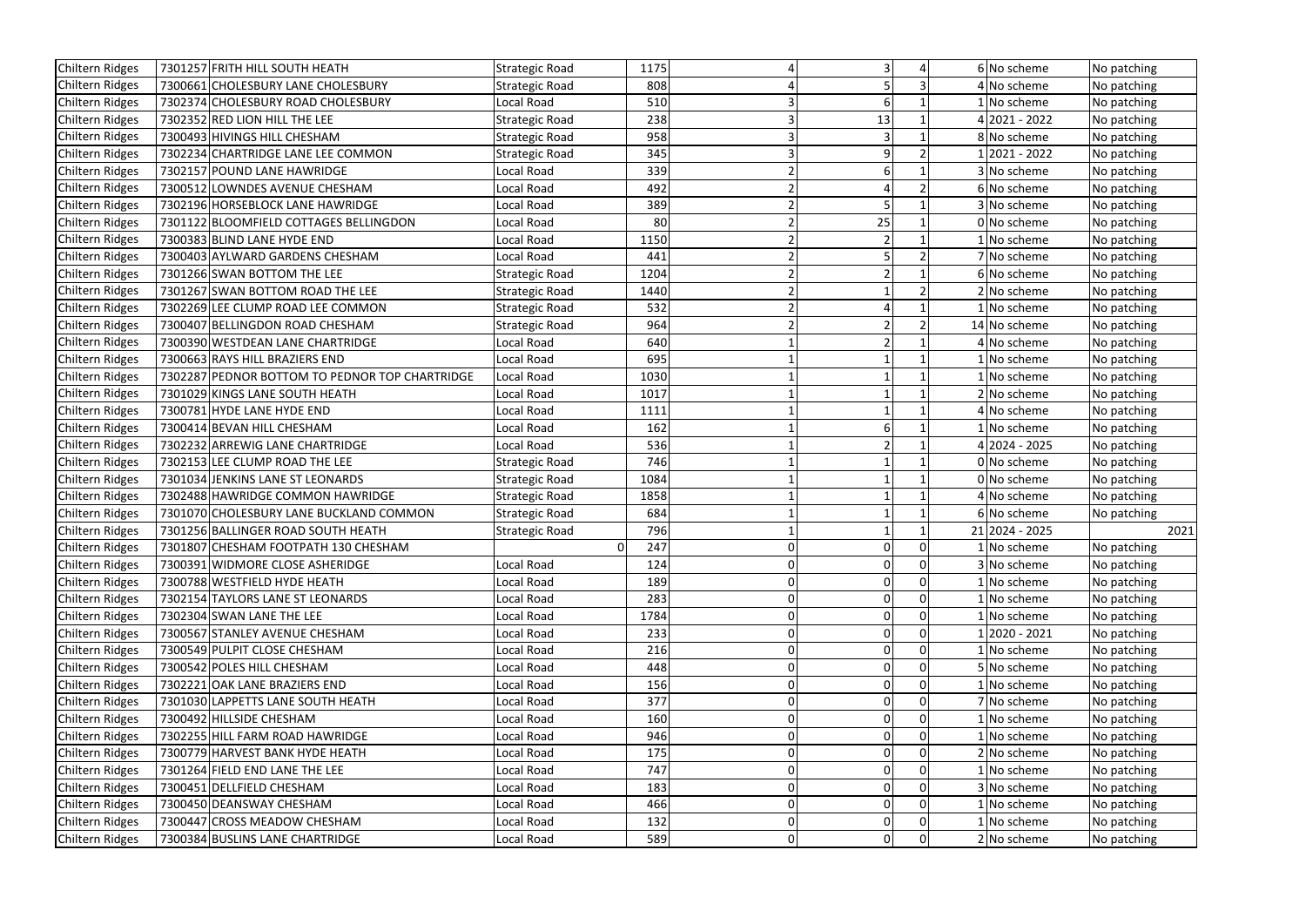| | | | | | | | | | | |
|---|---|---|---|---|---|---|---|---|---|---|
| Chiltern Ridges | 7301257 | FRITH HILL SOUTH HEATH | Strategic Road | 1175 | 4 | 3 | 4 | 6 | No scheme | No patching |
| Chiltern Ridges | 7300661 | CHOLESBURY LANE CHOLESBURY | Strategic Road | 808 | 4 | 5 | 3 | 4 | No scheme | No patching |
| Chiltern Ridges | 7302374 | CHOLESBURY ROAD CHOLESBURY | Local Road | 510 | 3 | 6 | 1 | 1 | No scheme | No patching |
| Chiltern Ridges | 7302352 | RED LION HILL THE LEE | Strategic Road | 238 | 3 | 13 | 1 | 4 | 2021 - 2022 | No patching |
| Chiltern Ridges | 7300493 | HIVINGS HILL CHESHAM | Strategic Road | 958 | 3 | 3 | 1 | 8 | No scheme | No patching |
| Chiltern Ridges | 7302234 | CHARTRIDGE LANE LEE COMMON | Strategic Road | 345 | 3 | 9 | 2 | 1 | 2021 - 2022 | No patching |
| Chiltern Ridges | 7302157 | POUND LANE HAWRIDGE | Local Road | 339 | 2 | 6 | 1 | 3 | No scheme | No patching |
| Chiltern Ridges | 7300512 | LOWNDES AVENUE CHESHAM | Local Road | 492 | 2 | 4 | 2 | 6 | No scheme | No patching |
| Chiltern Ridges | 7302196 | HORSEBLOCK LANE HAWRIDGE | Local Road | 389 | 2 | 5 | 1 | 3 | No scheme | No patching |
| Chiltern Ridges | 7301122 | BLOOMFIELD COTTAGES BELLINGDON | Local Road | 80 | 2 | 25 | 1 | 0 | No scheme | No patching |
| Chiltern Ridges | 7300383 | BLIND LANE HYDE END | Local Road | 1150 | 2 | 2 | 1 | 1 | No scheme | No patching |
| Chiltern Ridges | 7300403 | AYLWARD GARDENS CHESHAM | Local Road | 441 | 2 | 5 | 2 | 7 | No scheme | No patching |
| Chiltern Ridges | 7301266 | SWAN BOTTOM THE LEE | Strategic Road | 1204 | 2 | 2 | 1 | 6 | No scheme | No patching |
| Chiltern Ridges | 7301267 | SWAN BOTTOM ROAD THE LEE | Strategic Road | 1440 | 2 | 1 | 2 | 2 | No scheme | No patching |
| Chiltern Ridges | 7302269 | LEE CLUMP ROAD LEE COMMON | Strategic Road | 532 | 2 | 4 | 1 | 1 | No scheme | No patching |
| Chiltern Ridges | 7300407 | BELLINGDON ROAD CHESHAM | Strategic Road | 964 | 2 | 2 | 2 | 14 | No scheme | No patching |
| Chiltern Ridges | 7300390 | WESTDEAN LANE CHARTRIDGE | Local Road | 640 | 1 | 2 | 1 | 4 | No scheme | No patching |
| Chiltern Ridges | 7300663 | RAYS HILL BRAZIERS END | Local Road | 695 | 1 | 1 | 1 | 1 | No scheme | No patching |
| Chiltern Ridges | 7302287 | PEDNOR BOTTOM TO PEDNOR TOP CHARTRIDGE | Local Road | 1030 | 1 | 1 | 1 | 1 | No scheme | No patching |
| Chiltern Ridges | 7301029 | KINGS LANE SOUTH HEATH | Local Road | 1017 | 1 | 1 | 1 | 2 | No scheme | No patching |
| Chiltern Ridges | 7300781 | HYDE LANE HYDE END | Local Road | 1111 | 1 | 1 | 1 | 4 | No scheme | No patching |
| Chiltern Ridges | 7300414 | BEVAN HILL CHESHAM | Local Road | 162 | 1 | 6 | 1 | 1 | No scheme | No patching |
| Chiltern Ridges | 7302232 | ARREWIG LANE CHARTRIDGE | Local Road | 536 | 1 | 2 | 1 | 4 | 2024 - 2025 | No patching |
| Chiltern Ridges | 7302153 | LEE CLUMP ROAD THE LEE | Strategic Road | 746 | 1 | 1 | 1 | 0 | No scheme | No patching |
| Chiltern Ridges | 7301034 | JENKINS LANE ST LEONARDS | Strategic Road | 1084 | 1 | 1 | 1 | 0 | No scheme | No patching |
| Chiltern Ridges | 7302488 | HAWRIDGE COMMON HAWRIDGE | Strategic Road | 1858 | 1 | 1 | 1 | 4 | No scheme | No patching |
| Chiltern Ridges | 7301070 | CHOLESBURY LANE BUCKLAND COMMON | Strategic Road | 684 | 1 | 1 | 1 | 6 | No scheme | No patching |
| Chiltern Ridges | 7301256 | BALLINGER ROAD SOUTH HEATH | Strategic Road | 796 | 1 | 1 | 1 | 21 | 2024 - 2025 | 2021 |
| Chiltern Ridges | 7301807 | CHESHAM FOOTPATH 130 CHESHAM | 0 | 247 | 0 | 0 | 0 | 1 | No scheme | No patching |
| Chiltern Ridges | 7300391 | WIDMORE CLOSE ASHERIDGE | Local Road | 124 | 0 | 0 | 0 | 3 | No scheme | No patching |
| Chiltern Ridges | 7300788 | WESTFIELD HYDE HEATH | Local Road | 189 | 0 | 0 | 0 | 1 | No scheme | No patching |
| Chiltern Ridges | 7302154 | TAYLORS LANE ST LEONARDS | Local Road | 283 | 0 | 0 | 0 | 1 | No scheme | No patching |
| Chiltern Ridges | 7302304 | SWAN LANE THE LEE | Local Road | 1784 | 0 | 0 | 0 | 1 | No scheme | No patching |
| Chiltern Ridges | 7300567 | STANLEY AVENUE CHESHAM | Local Road | 233 | 0 | 0 | 0 | 1 | 2020 - 2021 | No patching |
| Chiltern Ridges | 7300549 | PULPIT CLOSE CHESHAM | Local Road | 216 | 0 | 0 | 0 | 1 | No scheme | No patching |
| Chiltern Ridges | 7300542 | POLES HILL CHESHAM | Local Road | 448 | 0 | 0 | 0 | 5 | No scheme | No patching |
| Chiltern Ridges | 7302221 | OAK LANE BRAZIERS END | Local Road | 156 | 0 | 0 | 0 | 1 | No scheme | No patching |
| Chiltern Ridges | 7301030 | LAPPETTS LANE SOUTH HEATH | Local Road | 377 | 0 | 0 | 0 | 7 | No scheme | No patching |
| Chiltern Ridges | 7300492 | HILLSIDE CHESHAM | Local Road | 160 | 0 | 0 | 0 | 1 | No scheme | No patching |
| Chiltern Ridges | 7302255 | HILL FARM ROAD HAWRIDGE | Local Road | 946 | 0 | 0 | 0 | 1 | No scheme | No patching |
| Chiltern Ridges | 7300779 | HARVEST BANK HYDE HEATH | Local Road | 175 | 0 | 0 | 0 | 2 | No scheme | No patching |
| Chiltern Ridges | 7301264 | FIELD END LANE THE LEE | Local Road | 747 | 0 | 0 | 0 | 1 | No scheme | No patching |
| Chiltern Ridges | 7300451 | DELLFIELD CHESHAM | Local Road | 183 | 0 | 0 | 0 | 3 | No scheme | No patching |
| Chiltern Ridges | 7300450 | DEANSWAY CHESHAM | Local Road | 466 | 0 | 0 | 0 | 1 | No scheme | No patching |
| Chiltern Ridges | 7300447 | CROSS MEADOW CHESHAM | Local Road | 132 | 0 | 0 | 0 | 1 | No scheme | No patching |
| Chiltern Ridges | 7300384 | BUSLINS LANE CHARTRIDGE | Local Road | 589 | 0 | 0 | 0 | 2 | No scheme | No patching |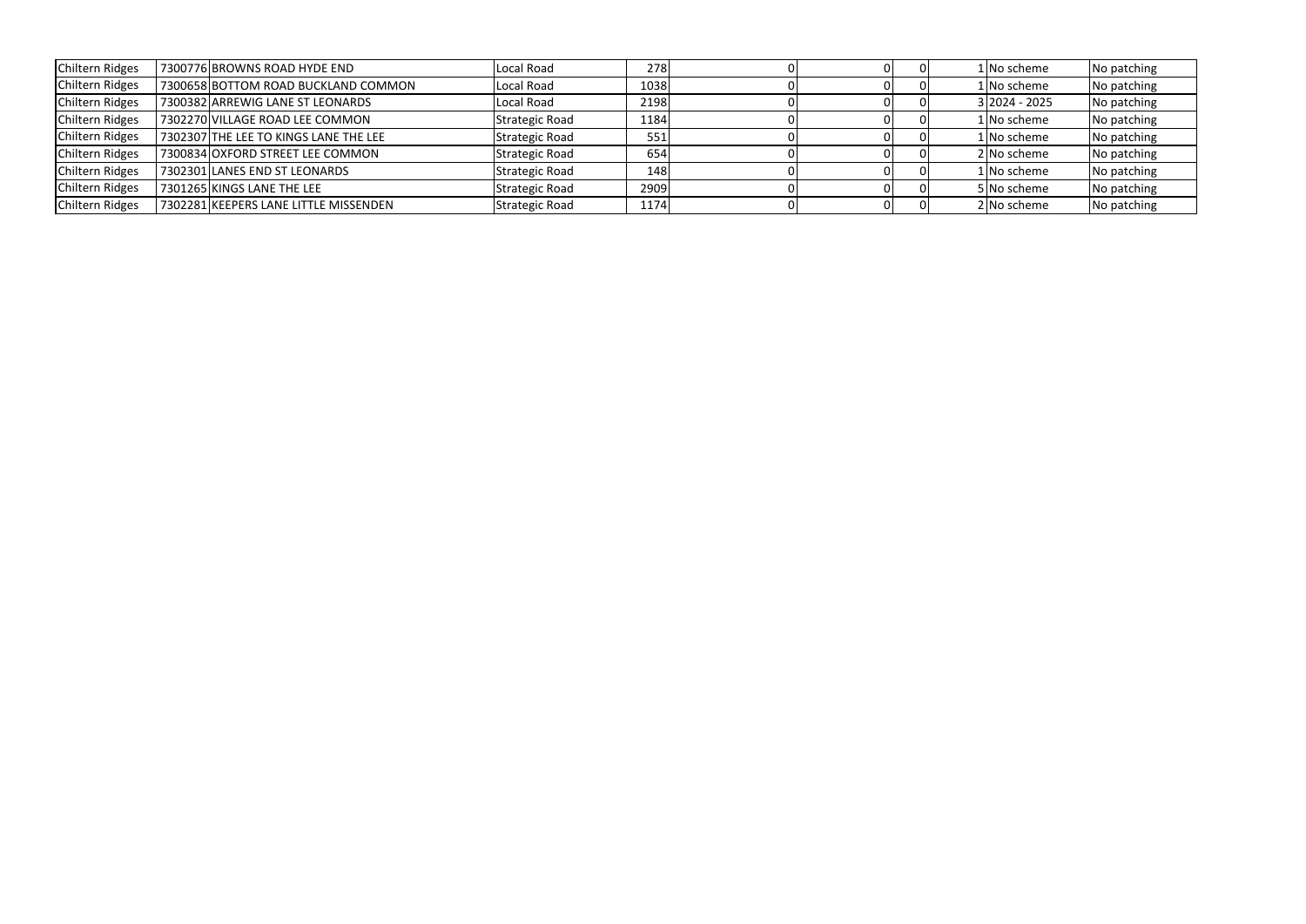| | | | | | | | | | | |
|---|---|---|---|---|---|---|---|---|---|---|
| Chiltern Ridges | 7300776 | BROWNS ROAD HYDE END | Local Road | 278 | 0 | 0 | 0 | 1 | No scheme | No patching |
| Chiltern Ridges | 7300658 | BOTTOM ROAD BUCKLAND COMMON | Local Road | 1038 | 0 | 0 | 0 | 1 | No scheme | No patching |
| Chiltern Ridges | 7300382 | ARREWIG LANE ST LEONARDS | Local Road | 2198 | 0 | 0 | 0 | 3 | 2024 - 2025 | No patching |
| Chiltern Ridges | 7302270 | VILLAGE ROAD LEE COMMON | Strategic Road | 1184 | 0 | 0 | 0 | 1 | No scheme | No patching |
| Chiltern Ridges | 7302307 | THE LEE TO KINGS LANE THE LEE | Strategic Road | 551 | 0 | 0 | 0 | 1 | No scheme | No patching |
| Chiltern Ridges | 7300834 | OXFORD STREET LEE COMMON | Strategic Road | 654 | 0 | 0 | 0 | 2 | No scheme | No patching |
| Chiltern Ridges | 7302301 | LANES END ST LEONARDS | Strategic Road | 148 | 0 | 0 | 0 | 1 | No scheme | No patching |
| Chiltern Ridges | 7301265 | KINGS LANE THE LEE | Strategic Road | 2909 | 0 | 0 | 0 | 5 | No scheme | No patching |
| Chiltern Ridges | 7302281 | KEEPERS LANE LITTLE MISSENDEN | Strategic Road | 1174 | 0 | 0 | 0 | 2 | No scheme | No patching |